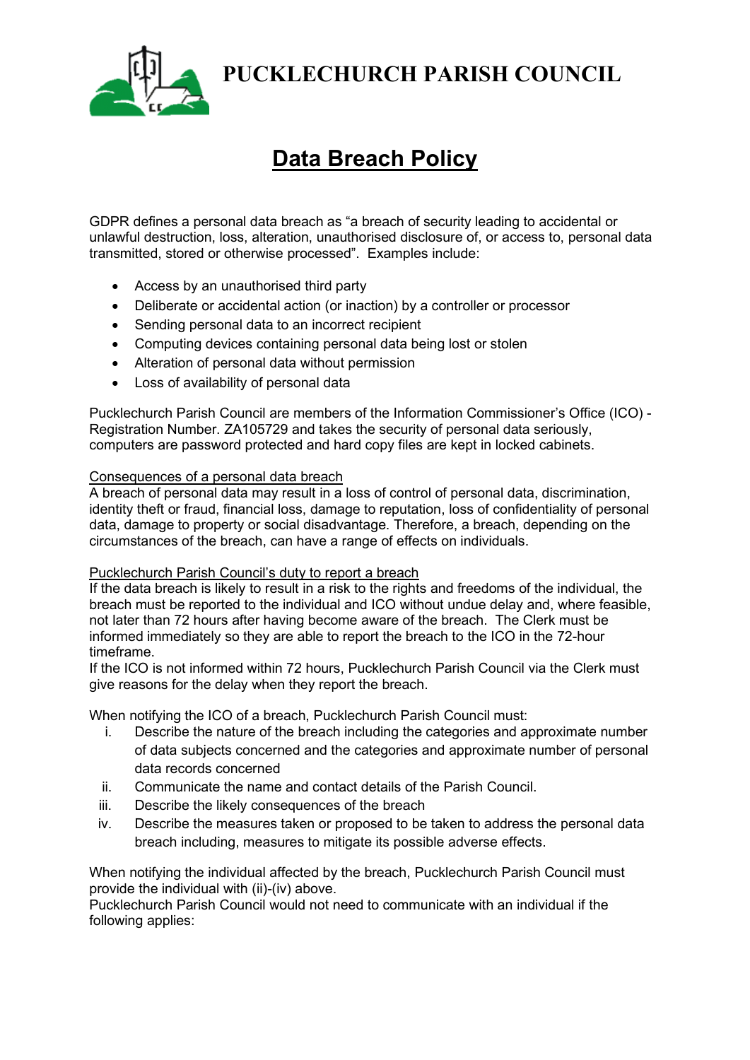# PUCKLECHURCH PARISH COUNCIL

## Data Breach Policy

GDPR defines a personal data breach as "a breach of security leading to accidental or unlawful destruction, loss, alteration, unauthorised disclosure of, or access to, personal data transmitted, stored or otherwise processed". Examples include:

- Access by an unauthorised third party
- Deliberate or accidental action (or inaction) by a controller or processor
- Sending personal data to an incorrect recipient
- Computing devices containing personal data being lost or stolen
- Alteration of personal data without permission
- Loss of availability of personal data

Pucklechurch Parish Council are members of the Information Commissioner's Office (ICO) - Registration Number. ZA105729 and takes the security of personal data seriously, computers are password protected and hard copy files are kept in locked cabinets.

<u>Consequences of a personal data breach</u>
A breach of personal data may result in a loss of control of personal data, discrimination, identity theft or fraud, financial loss, damage to reputation, loss of confidentiality of personal data, damage to property or social disadvantage. Therefore, a breach, depending on the circumstances of the breach, can have a range of effects on individuals.

<u>Pucklechurch Parish Council's duty to report a breach</u>
If the data breach is likely to result in a risk to the rights and freedoms of the individual, the breach must be reported to the individual and ICO without undue delay and, where feasible, not later than 72 hours after having become aware of the breach. The Clerk must be informed immediately so they are able to report the breach to the ICO in the 72-hour timeframe.
If the ICO is not informed within 72 hours, Pucklechurch Parish Council via the Clerk must give reasons for the delay when they report the breach.

When notifying the ICO of a breach, Pucklechurch Parish Council must:

i. Describe the nature of the breach including the categories and approximate number of data subjects concerned and the categories and approximate number of personal data records concerned
ii. Communicate the name and contact details of the Parish Council.
iii. Describe the likely consequences of the breach
iv. Describe the measures taken or proposed to be taken to address the personal data breach including, measures to mitigate its possible adverse effects.

When notifying the individual affected by the breach, Pucklechurch Parish Council must provide the individual with (ii)-(iv) above.
Pucklechurch Parish Council would not need to communicate with an individual if the following applies: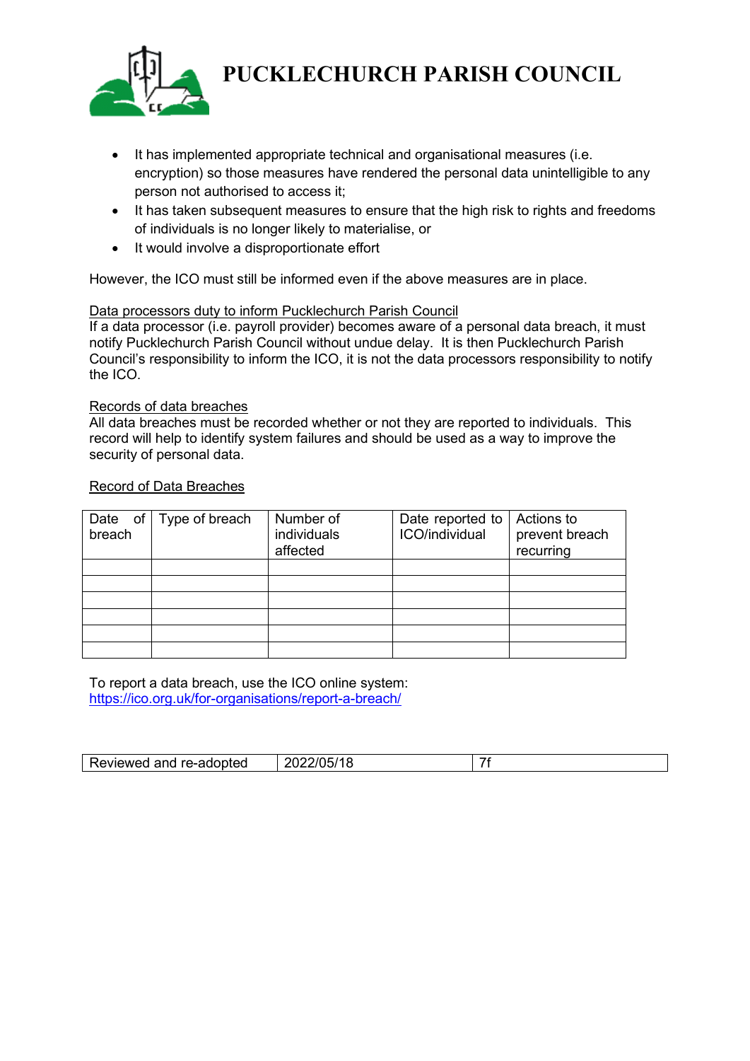- It has implemented appropriate technical and organisational measures (i.e. encryption) so those measures have rendered the personal data unintelligible to any person not authorised to access it;
- It has taken subsequent measures to ensure that the high risk to rights and freedoms of individuals is no longer likely to materialise, or
- It would involve a disproportionate effort

However, the ICO must still be informed even if the above measures are in place.

Data processors duty to inform Pucklechurch Parish Council

If a data processor (i.e. payroll provider) becomes aware of a personal data breach, it must notify Pucklechurch Parish Council without undue delay. It is then Pucklechurch Parish Council's responsibility to inform the ICO, it is not the data processors responsibility to notify the ICO.

Records of data breaches

All data breaches must be recorded whether or not they are reported to individuals. This record will help to identify system failures and should be used as a way to improve the security of personal data.

Record of Data Breaches

| Date of breach | Type of breach | Number of individuals affected | Date reported to ICO/individual | Actions to prevent breach recurring |
|---|---|---|---|---|
| | | | | |
| | | | | |
| | | | | |
| | | | | |
| | | | | |
| | | | | |

To report a data breach, use the ICO online system:
https://ico.org.uk/for-organisations/report-a-breach/

| | | |
|---|---|---|
| Reviewed and re-adopted | 2022/05/18 | 7f |